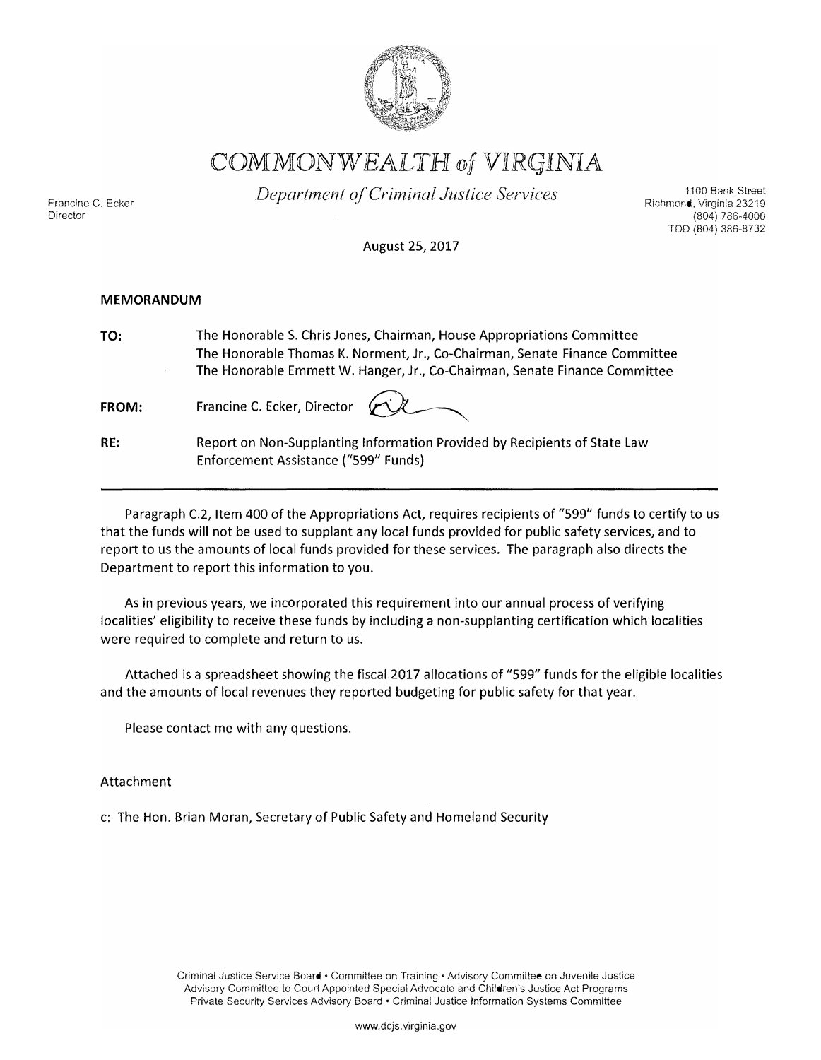# COMMONWEALTH of VIRGINIA

*Department of Criminal Justice Services*

Francine C. Ecker
Director

1100 Bank Street
Richmond, Virginia 23219
(804) 786-4000
TDD (804) 386-8732

August 25, 2017

**MEMORANDUM**

**TO:** The Honorable S. Chris Jones, Chairman, House Appropriations Committee
The Honorable Thomas K. Norment, Jr., Co-Chairman, Senate Finance Committee
The Honorable Emmett W. Hanger, Jr., Co-Chairman, Senate Finance Committee

**FROM:** Francine C. Ecker, Director

**RE:** Report on Non-Supplanting Information Provided by Recipients of State Law Enforcement Assistance ("599" Funds)

---

Paragraph C.2, Item 400 of the Appropriations Act, requires recipients of "599" funds to certify to us that the funds will not be used to supplant any local funds provided for public safety services, and to report to us the amounts of local funds provided for these services. The paragraph also directs the Department to report this information to you.

As in previous years, we incorporated this requirement into our annual process of verifying localities' eligibility to receive these funds by including a non-supplanting certification which localities were required to complete and return to us.

Attached is a spreadsheet showing the fiscal 2017 allocations of "599" funds for the eligible localities and the amounts of local revenues they reported budgeting for public safety for that year.

Please contact me with any questions.

Attachment

c: The Hon. Brian Moran, Secretary of Public Safety and Homeland Security

Criminal Justice Service Board • Committee on Training • Advisory Committee on Juvenile Justice
Advisory Committee to Court Appointed Special Advocate and Children's Justice Act Programs
Private Security Services Advisory Board • Criminal Justice Information Systems Committee

www.dcjs.virginia.gov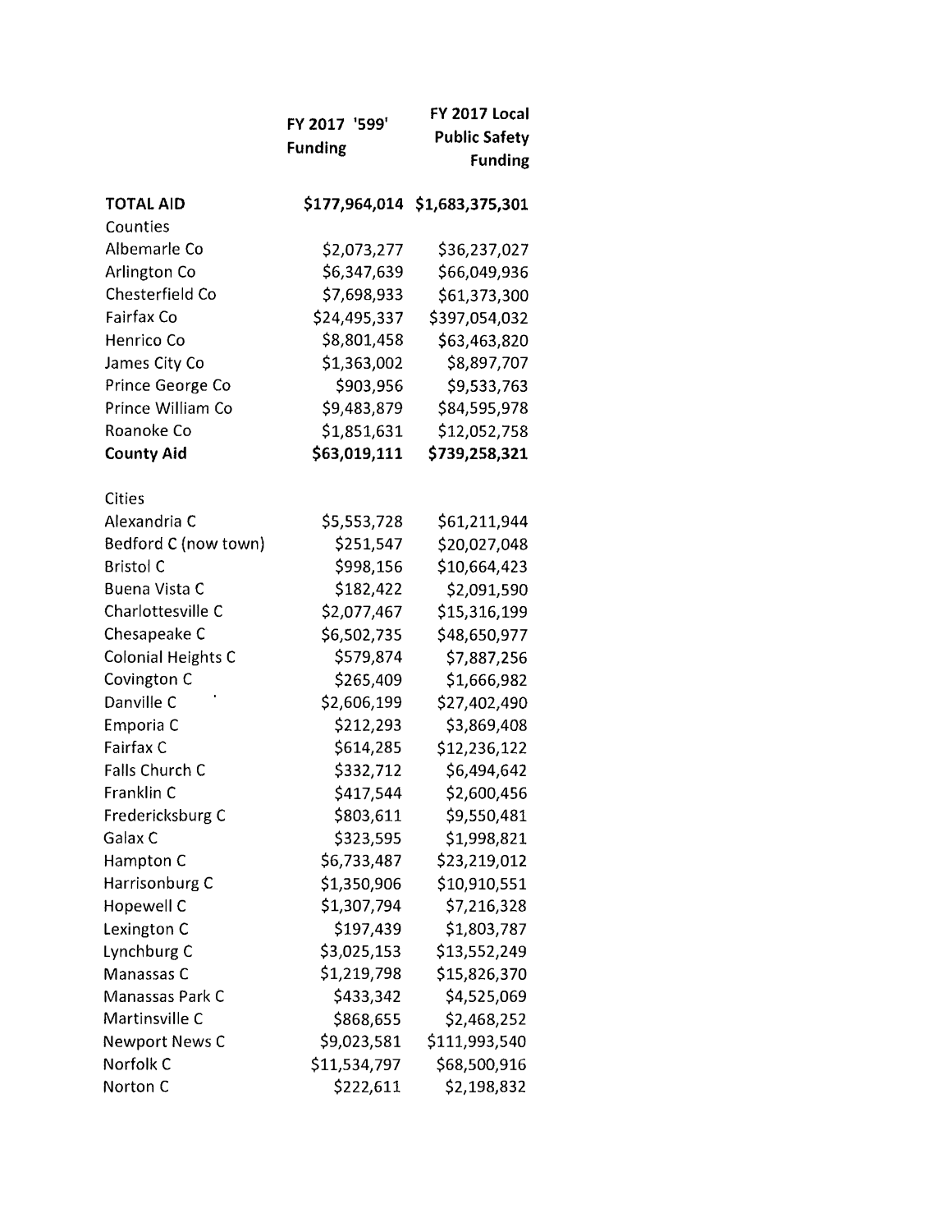| | FY 2017 '599' Funding | FY 2017 Local Public Safety Funding |
|---|---|---|
| **TOTAL AID** | **$177,964,014** | **$1,683,375,301** |
| Counties | | |
| Albemarle Co | $2,073,277 | $36,237,027 |
| Arlington Co | $6,347,639 | $66,049,936 |
| Chesterfield Co | $7,698,933 | $61,373,300 |
| Fairfax Co | $24,495,337 | $397,054,032 |
| Henrico Co | $8,801,458 | $63,463,820 |
| James City Co | $1,363,002 | $8,897,707 |
| Prince George Co | $903,956 | $9,533,763 |
| Prince William Co | $9,483,879 | $84,595,978 |
| Roanoke Co | $1,851,631 | $12,052,758 |
| **County Aid** | **$63,019,111** | **$739,258,321** |
| | | |
| Cities | | |
| Alexandria C | $5,553,728 | $61,211,944 |
| Bedford C (now town) | $251,547 | $20,027,048 |
| Bristol C | $998,156 | $10,664,423 |
| Buena Vista C | $182,422 | $2,091,590 |
| Charlottesville C | $2,077,467 | $15,316,199 |
| Chesapeake C | $6,502,735 | $48,650,977 |
| Colonial Heights C | $579,874 | $7,887,256 |
| Covington C | $265,409 | $1,666,982 |
| Danville C | $2,606,199 | $27,402,490 |
| Emporia C | $212,293 | $3,869,408 |
| Fairfax C | $614,285 | $12,236,122 |
| Falls Church C | $332,712 | $6,494,642 |
| Franklin C | $417,544 | $2,600,456 |
| Fredericksburg C | $803,611 | $9,550,481 |
| Galax C | $323,595 | $1,998,821 |
| Hampton C | $6,733,487 | $23,219,012 |
| Harrisonburg C | $1,350,906 | $10,910,551 |
| Hopewell C | $1,307,794 | $7,216,328 |
| Lexington C | $197,439 | $1,803,787 |
| Lynchburg C | $3,025,153 | $13,552,249 |
| Manassas C | $1,219,798 | $15,826,370 |
| Manassas Park C | $433,342 | $4,525,069 |
| Martinsville C | $868,655 | $2,468,252 |
| Newport News C | $9,023,581 | $111,993,540 |
| Norfolk C | $11,534,797 | $68,500,916 |
| Norton C | $222,611 | $2,198,832 |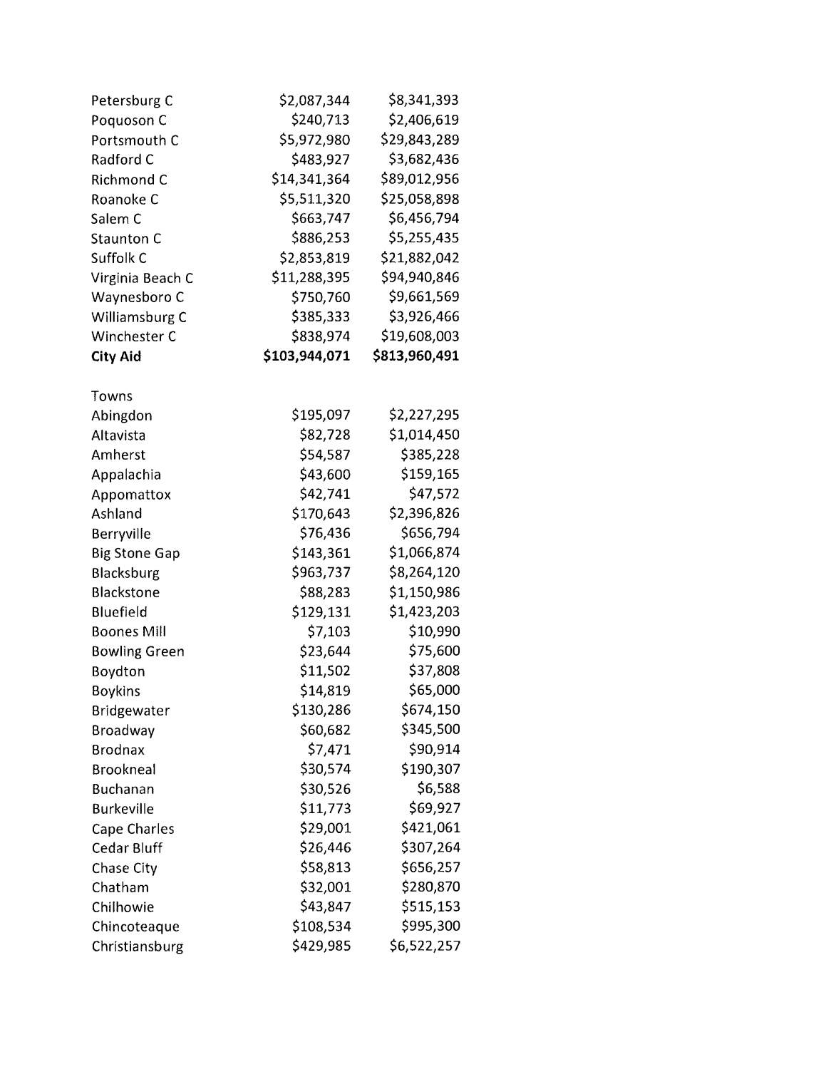| | | |
|---|---|---|
| Petersburg C | $2,087,344 | $8,341,393 |
| Poquoson C | $240,713 | $2,406,619 |
| Portsmouth C | $5,972,980 | $29,843,289 |
| Radford C | $483,927 | $3,682,436 |
| Richmond C | $14,341,364 | $89,012,956 |
| Roanoke C | $5,511,320 | $25,058,898 |
| Salem C | $663,747 | $6,456,794 |
| Staunton C | $886,253 | $5,255,435 |
| Suffolk C | $2,853,819 | $21,882,042 |
| Virginia Beach C | $11,288,395 | $94,940,846 |
| Waynesboro C | $750,760 | $9,661,569 |
| Williamsburg C | $385,333 | $3,926,466 |
| Winchester C | $838,974 | $19,608,003 |
| **City Aid** | **$103,944,071** | **$813,960,491** |
| | | |
| Towns | | |
| Abingdon | $195,097 | $2,227,295 |
| Altavista | $82,728 | $1,014,450 |
| Amherst | $54,587 | $385,228 |
| Appalachia | $43,600 | $159,165 |
| Appomattox | $42,741 | $47,572 |
| Ashland | $170,643 | $2,396,826 |
| Berryville | $76,436 | $656,794 |
| Big Stone Gap | $143,361 | $1,066,874 |
| Blacksburg | $963,737 | $8,264,120 |
| Blackstone | $88,283 | $1,150,986 |
| Bluefield | $129,131 | $1,423,203 |
| Boones Mill | $7,103 | $10,990 |
| Bowling Green | $23,644 | $75,600 |
| Boydton | $11,502 | $37,808 |
| Boykins | $14,819 | $65,000 |
| Bridgewater | $130,286 | $674,150 |
| Broadway | $60,682 | $345,500 |
| Brodnax | $7,471 | $90,914 |
| Brookneal | $30,574 | $190,307 |
| Buchanan | $30,526 | $6,588 |
| Burkeville | $11,773 | $69,927 |
| Cape Charles | $29,001 | $421,061 |
| Cedar Bluff | $26,446 | $307,264 |
| Chase City | $58,813 | $656,257 |
| Chatham | $32,001 | $280,870 |
| Chilhowie | $43,847 | $515,153 |
| Chincoteaque | $108,534 | $995,300 |
| Christiansburg | $429,985 | $6,522,257 |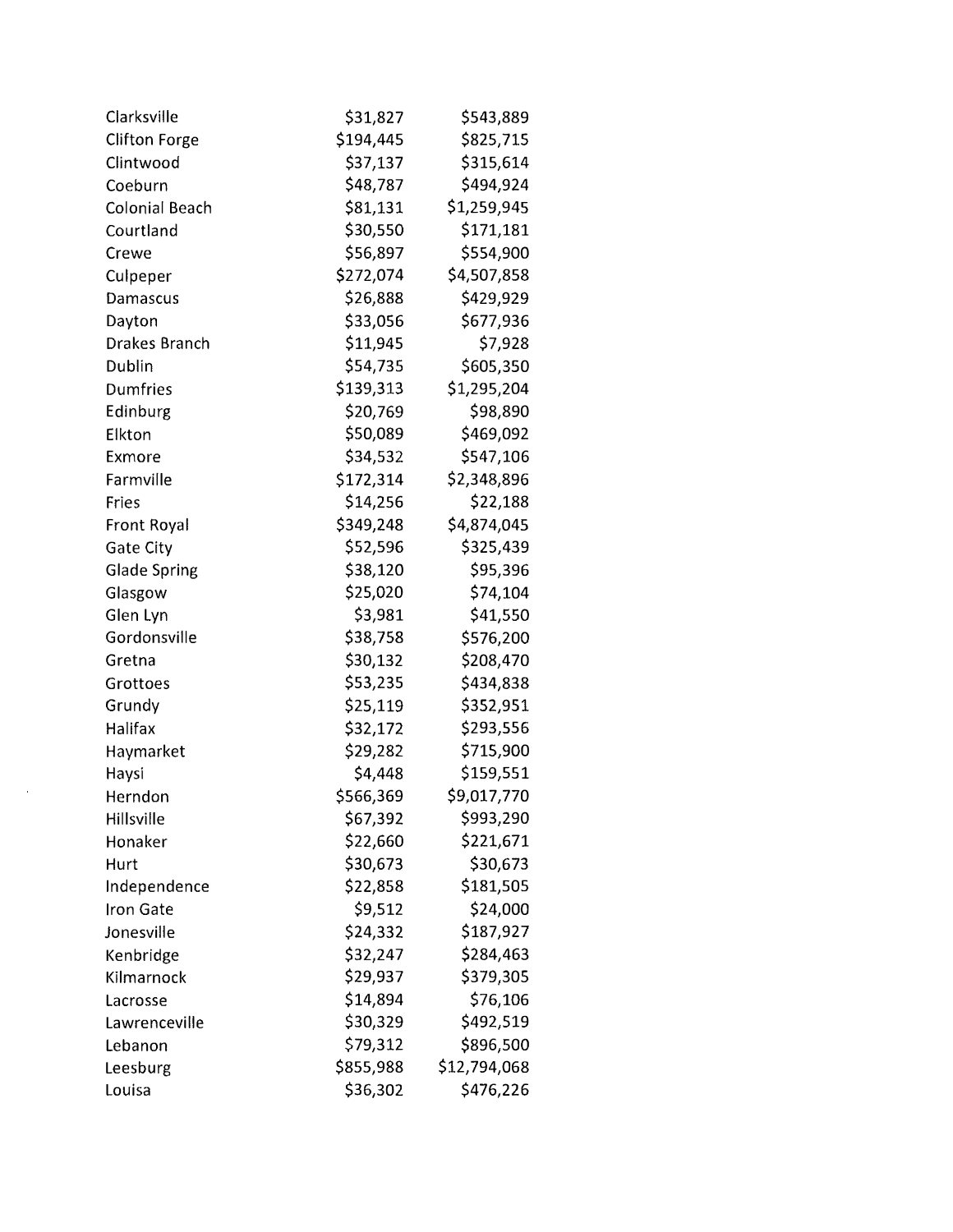| | | |
|---|---|---|
| Clarksville | $31,827 | $543,889 |
| Clifton Forge | $194,445 | $825,715 |
| Clintwood | $37,137 | $315,614 |
| Coeburn | $48,787 | $494,924 |
| Colonial Beach | $81,131 | $1,259,945 |
| Courtland | $30,550 | $171,181 |
| Crewe | $56,897 | $554,900 |
| Culpeper | $272,074 | $4,507,858 |
| Damascus | $26,888 | $429,929 |
| Dayton | $33,056 | $677,936 |
| Drakes Branch | $11,945 | $7,928 |
| Dublin | $54,735 | $605,350 |
| Dumfries | $139,313 | $1,295,204 |
| Edinburg | $20,769 | $98,890 |
| Elkton | $50,089 | $469,092 |
| Exmore | $34,532 | $547,106 |
| Farmville | $172,314 | $2,348,896 |
| Fries | $14,256 | $22,188 |
| Front Royal | $349,248 | $4,874,045 |
| Gate City | $52,596 | $325,439 |
| Glade Spring | $38,120 | $95,396 |
| Glasgow | $25,020 | $74,104 |
| Glen Lyn | $3,981 | $41,550 |
| Gordonsville | $38,758 | $576,200 |
| Gretna | $30,132 | $208,470 |
| Grottoes | $53,235 | $434,838 |
| Grundy | $25,119 | $352,951 |
| Halifax | $32,172 | $293,556 |
| Haymarket | $29,282 | $715,900 |
| Haysi | $4,448 | $159,551 |
| Herndon | $566,369 | $9,017,770 |
| Hillsville | $67,392 | $993,290 |
| Honaker | $22,660 | $221,671 |
| Hurt | $30,673 | $30,673 |
| Independence | $22,858 | $181,505 |
| Iron Gate | $9,512 | $24,000 |
| Jonesville | $24,332 | $187,927 |
| Kenbridge | $32,247 | $284,463 |
| Kilmarnock | $29,937 | $379,305 |
| Lacrosse | $14,894 | $76,106 |
| Lawrenceville | $30,329 | $492,519 |
| Lebanon | $79,312 | $896,500 |
| Leesburg | $855,988 | $12,794,068 |
| Louisa | $36,302 | $476,226 |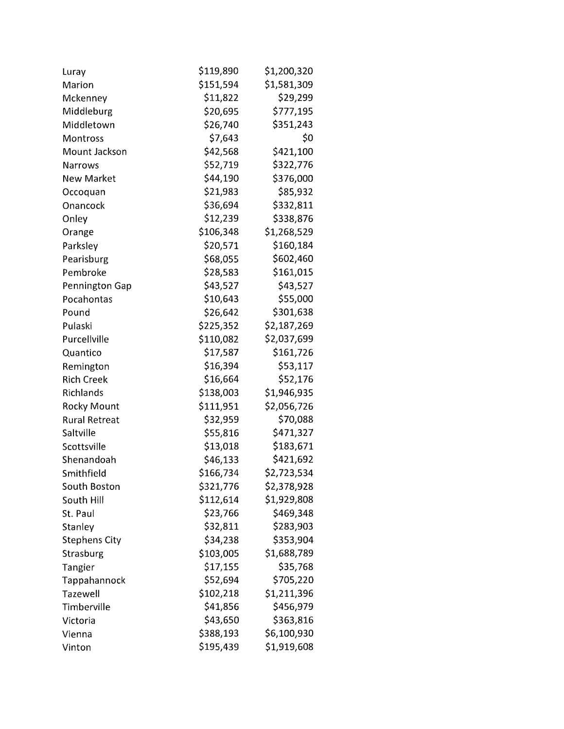| | | |
|---|---|---|
| Luray | $119,890 | $1,200,320 |
| Marion | $151,594 | $1,581,309 |
| Mckenney | $11,822 | $29,299 |
| Middleburg | $20,695 | $777,195 |
| Middletown | $26,740 | $351,243 |
| Montross | $7,643 | $0 |
| Mount Jackson | $42,568 | $421,100 |
| Narrows | $52,719 | $322,776 |
| New Market | $44,190 | $376,000 |
| Occoquan | $21,983 | $85,932 |
| Onancock | $36,694 | $332,811 |
| Onley | $12,239 | $338,876 |
| Orange | $106,348 | $1,268,529 |
| Parksley | $20,571 | $160,184 |
| Pearisburg | $68,055 | $602,460 |
| Pembroke | $28,583 | $161,015 |
| Pennington Gap | $43,527 | $43,527 |
| Pocahontas | $10,643 | $55,000 |
| Pound | $26,642 | $301,638 |
| Pulaski | $225,352 | $2,187,269 |
| Purcellville | $110,082 | $2,037,699 |
| Quantico | $17,587 | $161,726 |
| Remington | $16,394 | $53,117 |
| Rich Creek | $16,664 | $52,176 |
| Richlands | $138,003 | $1,946,935 |
| Rocky Mount | $111,951 | $2,056,726 |
| Rural Retreat | $32,959 | $70,088 |
| Saltville | $55,816 | $471,327 |
| Scottsville | $13,018 | $183,671 |
| Shenandoah | $46,133 | $421,692 |
| Smithfield | $166,734 | $2,723,534 |
| South Boston | $321,776 | $2,378,928 |
| South Hill | $112,614 | $1,929,808 |
| St. Paul | $23,766 | $469,348 |
| Stanley | $32,811 | $283,903 |
| Stephens City | $34,238 | $353,904 |
| Strasburg | $103,005 | $1,688,789 |
| Tangier | $17,155 | $35,768 |
| Tappahannock | $52,694 | $705,220 |
| Tazewell | $102,218 | $1,211,396 |
| Timberville | $41,856 | $456,979 |
| Victoria | $43,650 | $363,816 |
| Vienna | $388,193 | $6,100,930 |
| Vinton | $195,439 | $1,919,608 |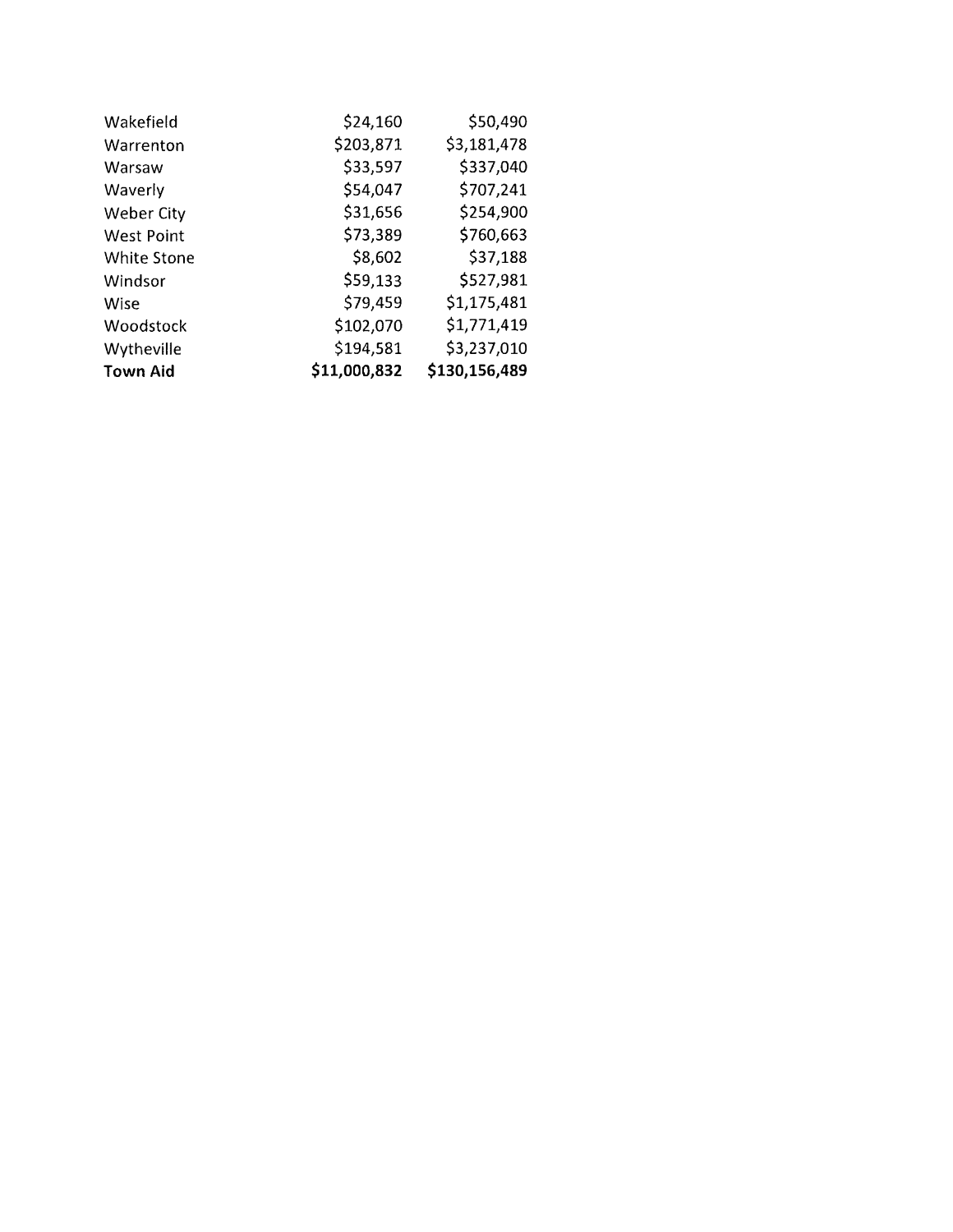| | | |
| --- | --- | --- |
| Wakefield | $24,160 | $50,490 |
| Warrenton | $203,871 | $3,181,478 |
| Warsaw | $33,597 | $337,040 |
| Waverly | $54,047 | $707,241 |
| Weber City | $31,656 | $254,900 |
| West Point | $73,389 | $760,663 |
| White Stone | $8,602 | $37,188 |
| Windsor | $59,133 | $527,981 |
| Wise | $79,459 | $1,175,481 |
| Woodstock | $102,070 | $1,771,419 |
| Wytheville | $194,581 | $3,237,010 |
| **Town Aid** | **$11,000,832** | **$130,156,489** |